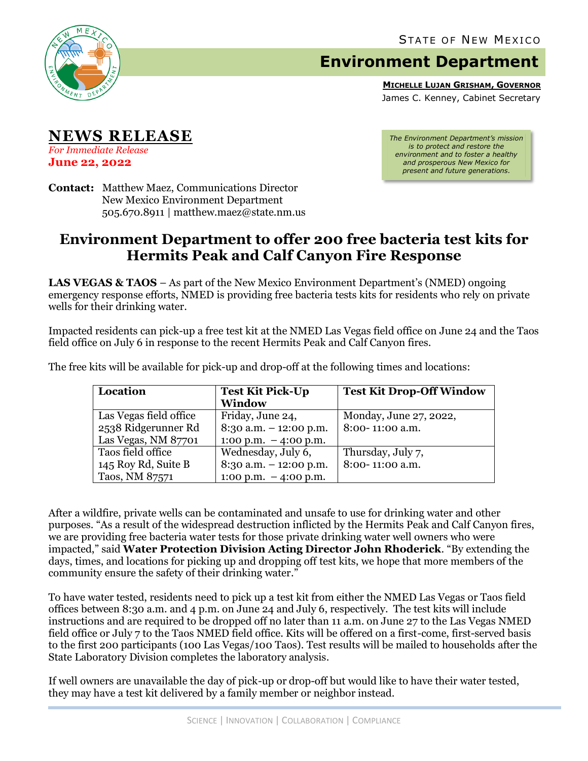STATE OF NEW MEXICO

# Environment Department

**MICHELLE LUJAN GRISHAM, GOVERNOR**
James C. Kenney, Cabinet Secretary

*The Environment Department's mission is to protect and restore the environment and to foster a healthy and prosperous New Mexico for present and future generations.*

## NEWS RELEASE

*For Immediate Release*
**June 22, 2022**

**Contact:** Matthew Maez, Communications Director
New Mexico Environment Department
505.670.8911 | matthew.maez@state.nm.us

# Environment Department to offer 200 free bacteria test kits for Hermits Peak and Calf Canyon Fire Response

**LAS VEGAS & TAOS** – As part of the New Mexico Environment Department's (NMED) ongoing emergency response efforts, NMED is providing free bacteria tests kits for residents who rely on private wells for their drinking water.

Impacted residents can pick-up a free test kit at the NMED Las Vegas field office on June 24 and the Taos field office on July 6 in response to the recent Hermits Peak and Calf Canyon fires.

The free kits will be available for pick-up and drop-off at the following times and locations:

| Location | Test Kit Pick-Up Window | Test Kit Drop-Off Window |
|---|---|---|
| Las Vegas field office<br>2538 Ridgerunner Rd<br>Las Vegas, NM 87701 | Friday, June 24,<br>8:30 a.m. – 12:00 p.m.<br>1:00 p.m. – 4:00 p.m. | Monday, June 27, 2022,<br>8:00- 11:00 a.m. |
| Taos field office<br>145 Roy Rd, Suite B<br>Taos, NM 87571 | Wednesday, July 6,<br>8:30 a.m. – 12:00 p.m.<br>1:00 p.m. – 4:00 p.m. | Thursday, July 7,<br>8:00- 11:00 a.m. |

After a wildfire, private wells can be contaminated and unsafe to use for drinking water and other purposes. "As a result of the widespread destruction inflicted by the Hermits Peak and Calf Canyon fires, we are providing free bacteria water tests for those private drinking water well owners who were impacted," said **Water Protection Division Acting Director John Rhoderick**. "By extending the days, times, and locations for picking up and dropping off test kits, we hope that more members of the community ensure the safety of their drinking water."

To have water tested, residents need to pick up a test kit from either the NMED Las Vegas or Taos field offices between 8:30 a.m. and 4 p.m. on June 24 and July 6, respectively. The test kits will include instructions and are required to be dropped off no later than 11 a.m. on June 27 to the Las Vegas NMED field office or July 7 to the Taos NMED field office. Kits will be offered on a first-come, first-served basis to the first 200 participants (100 Las Vegas/100 Taos). Test results will be mailed to households after the State Laboratory Division completes the laboratory analysis.

If well owners are unavailable the day of pick-up or drop-off but would like to have their water tested, they may have a test kit delivered by a family member or neighbor instead.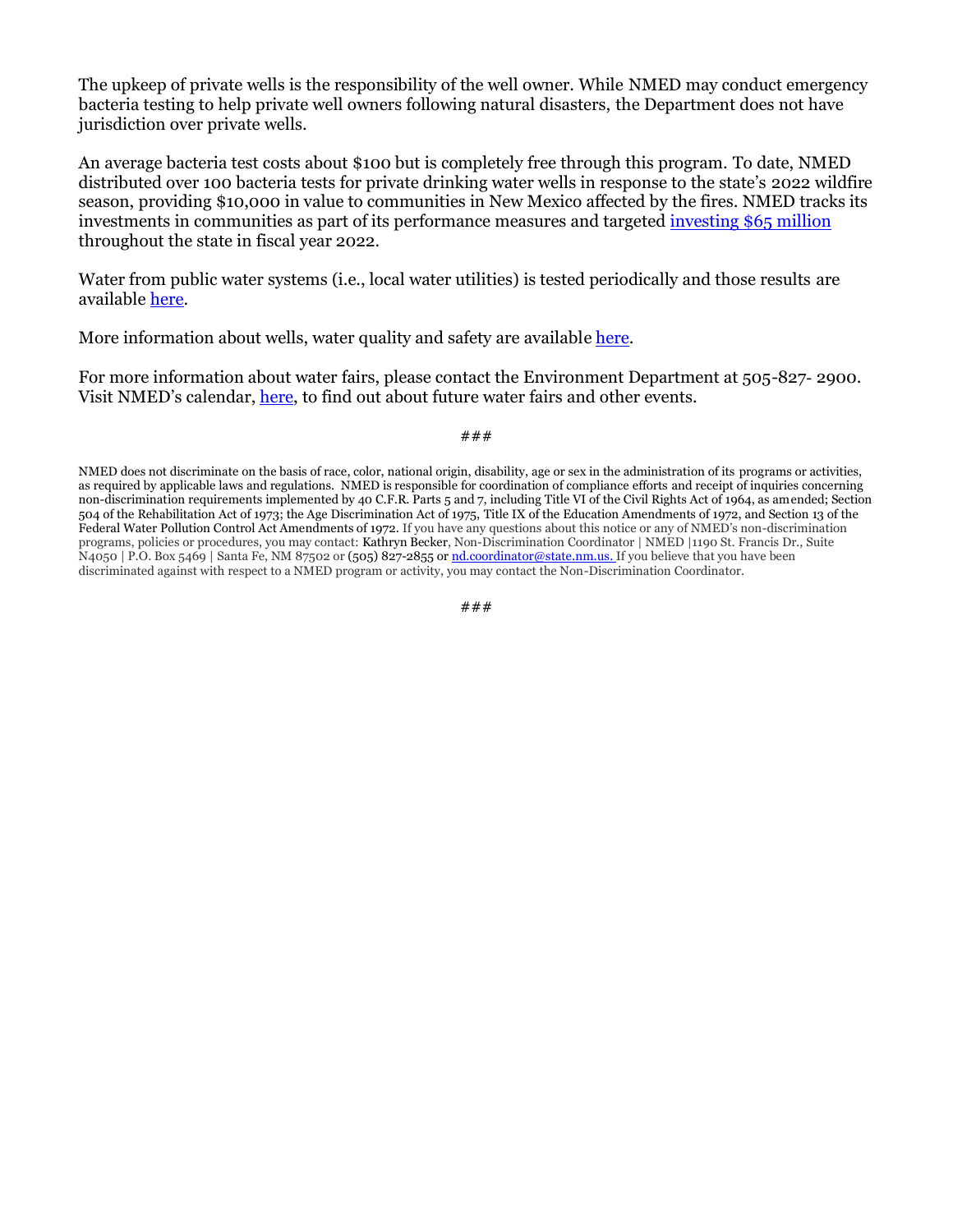The upkeep of private wells is the responsibility of the well owner. While NMED may conduct emergency bacteria testing to help private well owners following natural disasters, the Department does not have jurisdiction over private wells.

An average bacteria test costs about $100 but is completely free through this program. To date, NMED distributed over 100 bacteria tests for private drinking water wells in response to the state's 2022 wildfire season, providing $10,000 in value to communities in New Mexico affected by the fires. NMED tracks its investments in communities as part of its performance measures and targeted investing $65 million throughout the state in fiscal year 2022.

Water from public water systems (i.e., local water utilities) is tested periodically and those results are available here.

More information about wells, water quality and safety are available here.

For more information about water fairs, please contact the Environment Department at 505-827- 2900. Visit NMED's calendar, here, to find out about future water fairs and other events.

###

NMED does not discriminate on the basis of race, color, national origin, disability, age or sex in the administration of its programs or activities, as required by applicable laws and regulations. NMED is responsible for coordination of compliance efforts and receipt of inquiries concerning non-discrimination requirements implemented by 40 C.F.R. Parts 5 and 7, including Title VI of the Civil Rights Act of 1964, as amended; Section 504 of the Rehabilitation Act of 1973; the Age Discrimination Act of 1975, Title IX of the Education Amendments of 1972, and Section 13 of the Federal Water Pollution Control Act Amendments of 1972. If you have any questions about this notice or any of NMED's non-discrimination programs, policies or procedures, you may contact: Kathryn Becker, Non-Discrimination Coordinator | NMED |1190 St. Francis Dr., Suite N4050 | P.O. Box 5469 | Santa Fe, NM 87502 or (505) 827-2855 or nd.coordinator@state.nm.us. If you believe that you have been discriminated against with respect to a NMED program or activity, you may contact the Non-Discrimination Coordinator.

###